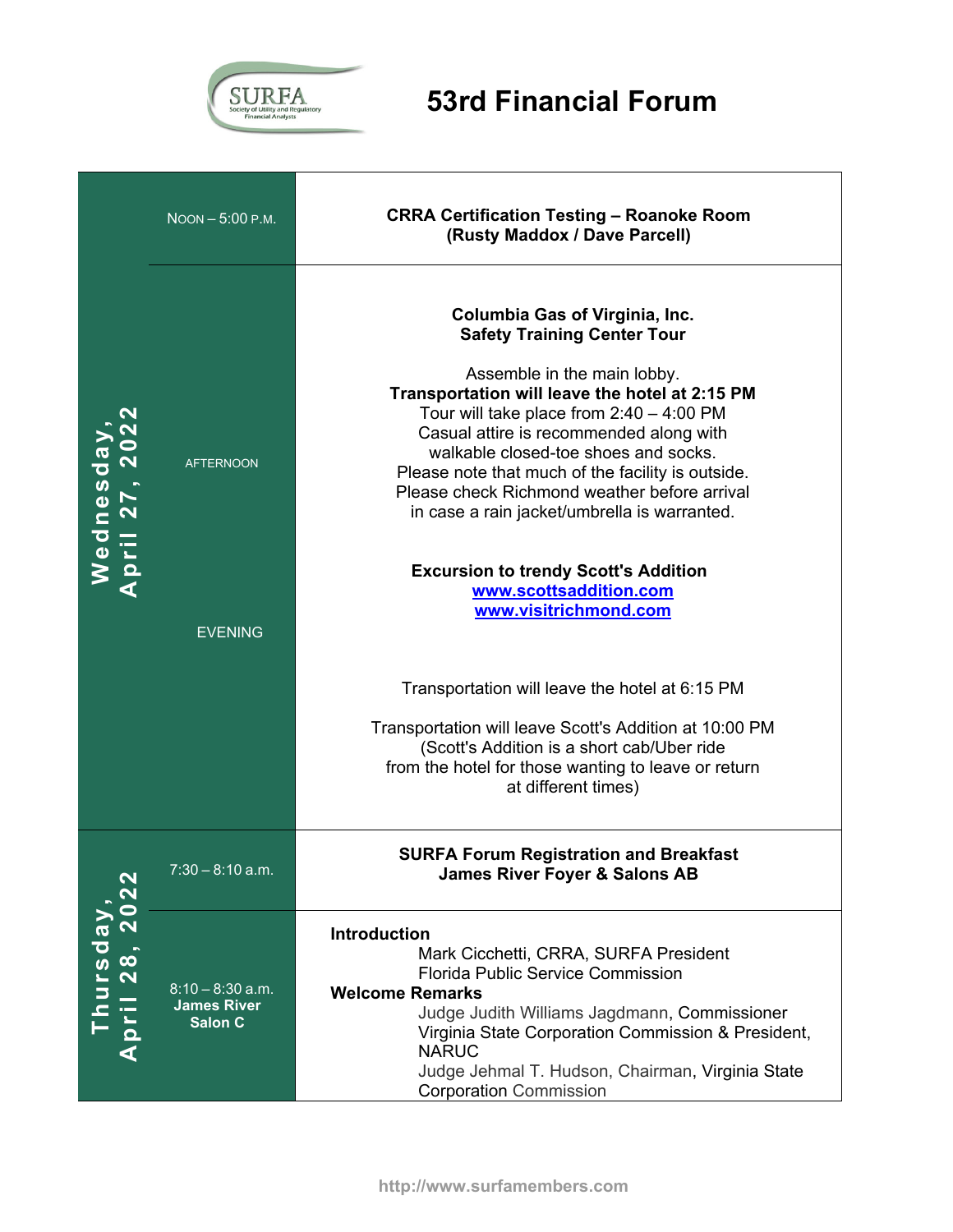# 53rd Financial Forum

SURFA — Society of Utility and Regulatory Financial Analysts

| Day | Time | Event |
|---|---|---|
| Wednesday, April 27, 2022 | NOON – 5:00 P.M. | **CRRA Certification Testing – Roanoke Room**<br>**(Rusty Maddox / Dave Parcell)** |
| | AFTERNOON | **Columbia Gas of Virginia, Inc.**<br>**Safety Training Center Tour**<br><br>Assemble in the main lobby.<br>**Transportation will leave the hotel at 2:15 PM**<br>Tour will take place from 2:40 – 4:00 PM<br>Casual attire is recommended along with walkable closed-toe shoes and socks.<br>Please note that much of the facility is outside.<br>Please check Richmond weather before arrival in case a rain jacket/umbrella is warranted. |
| | EVENING | **Excursion to trendy Scott's Addition**<br>**www.scottsaddition.com**<br>**www.visitrichmond.com**<br><br>Transportation will leave the hotel at 6:15 PM<br><br>Transportation will leave Scott's Addition at 10:00 PM<br>(Scott's Addition is a short cab/Uber ride from the hotel for those wanting to leave or return at different times) |
| Thursday, April 28, 2022 | 7:30 – 8:10 a.m. | **SURFA Forum Registration and Breakfast**<br>**James River Foyer & Salons AB** |
| | 8:10 – 8:30 a.m.<br>**James River Salon C** | **Introduction**<br>Mark Cicchetti, CRRA, SURFA President<br>Florida Public Service Commission<br>**Welcome Remarks**<br>Judge Judith Williams Jagdmann, Commissioner<br>Virginia State Corporation Commission & President, NARUC<br>Judge Jehmal T. Hudson, Chairman, Virginia State Corporation Commission |

http://www.surfamembers.com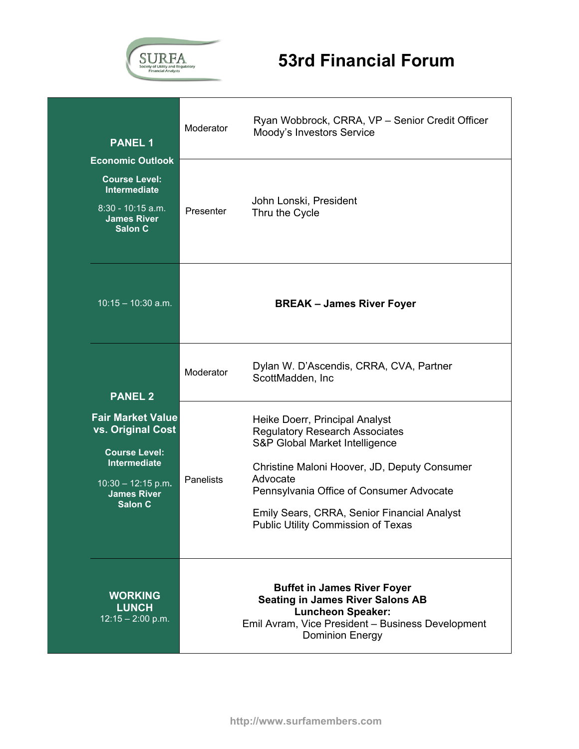# 53rd Financial Forum

| Session | Role | Details |
|---|---|---|
| **PANEL 1**<br>**Economic Outlook**<br>**Course Level: Intermediate**<br>8:30 - 10:15 a.m.<br>**James River Salon C** | Moderator | Ryan Wobbrock, CRRA, VP – Senior Credit Officer<br>Moody's Investors Service |
| | Presenter | John Lonski, President<br>Thru the Cycle |
| 10:15 – 10:30 a.m. | | **BREAK – James River Foyer** |
| **PANEL 2**<br>**Fair Market Value vs. Original Cost**<br>**Course Level: Intermediate**<br>10:30 – 12:15 p.m.<br>**James River Salon C** | Moderator | Dylan W. D'Ascendis, CRRA, CVA, Partner<br>ScottMadden, Inc |
| | Panelists | Heike Doerr, Principal Analyst<br>Regulatory Research Associates<br>S&P Global Market Intelligence<br><br>Christine Maloni Hoover, JD, Deputy Consumer Advocate<br>Pennsylvania Office of Consumer Advocate<br><br>Emily Sears, CRRA, Senior Financial Analyst<br>Public Utility Commission of Texas |
| **WORKING LUNCH**<br>12:15 – 2:00 p.m. | | **Buffet in James River Foyer**<br>**Seating in James River Salons AB**<br>**Luncheon Speaker:**<br>Emil Avram, Vice President – Business Development<br>Dominion Energy |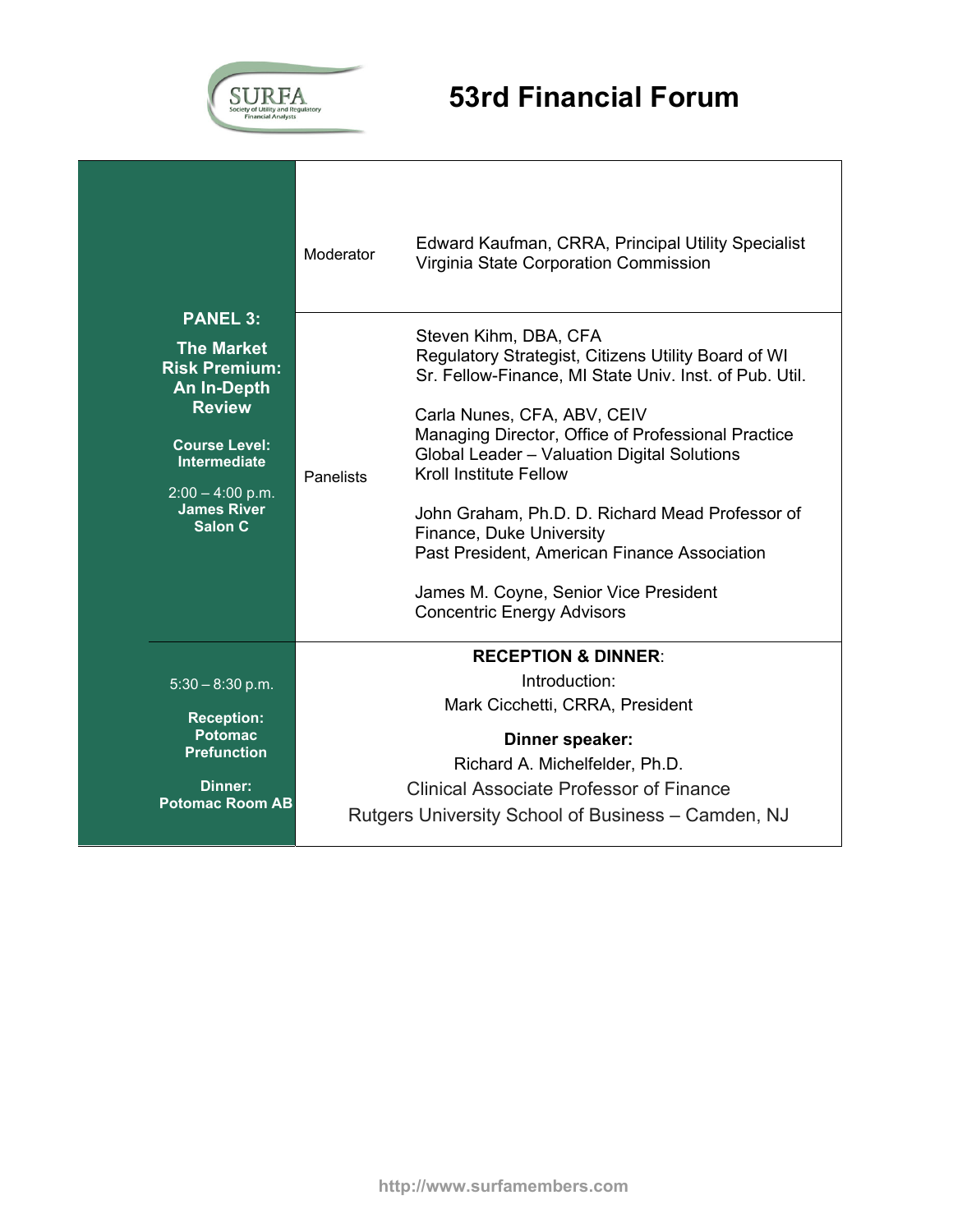# 53rd Financial Forum

| | | |
|---|---|---|
| **PANEL 3:** **The Market Risk Premium: An In-Depth Review** **Course Level: Intermediate** 2:00 – 4:00 p.m. **James River Salon C** | Moderator | Edward Kaufman, CRRA, Principal Utility Specialist<br>Virginia State Corporation Commission |
| | Panelists | Steven Kihm, DBA, CFA<br>Regulatory Strategist, Citizens Utility Board of WI<br>Sr. Fellow-Finance, MI State Univ. Inst. of Pub. Util.<br><br>Carla Nunes, CFA, ABV, CEIV<br>Managing Director, Office of Professional Practice<br>Global Leader – Valuation Digital Solutions<br>Kroll Institute Fellow<br><br>John Graham, Ph.D. D. Richard Mead Professor of Finance, Duke University<br>Past President, American Finance Association<br><br>James M. Coyne, Senior Vice President<br>Concentric Energy Advisors |
| 5:30 – 8:30 p.m. **Reception: Potomac Prefunction** **Dinner: Potomac Room AB** | **RECEPTION & DINNER**:<br>Introduction:<br>Mark Cicchetti, CRRA, President<br><br>**Dinner speaker:**<br>Richard A. Michelfelder, Ph.D.<br>Clinical Associate Professor of Finance<br>Rutgers University School of Business – Camden, NJ | |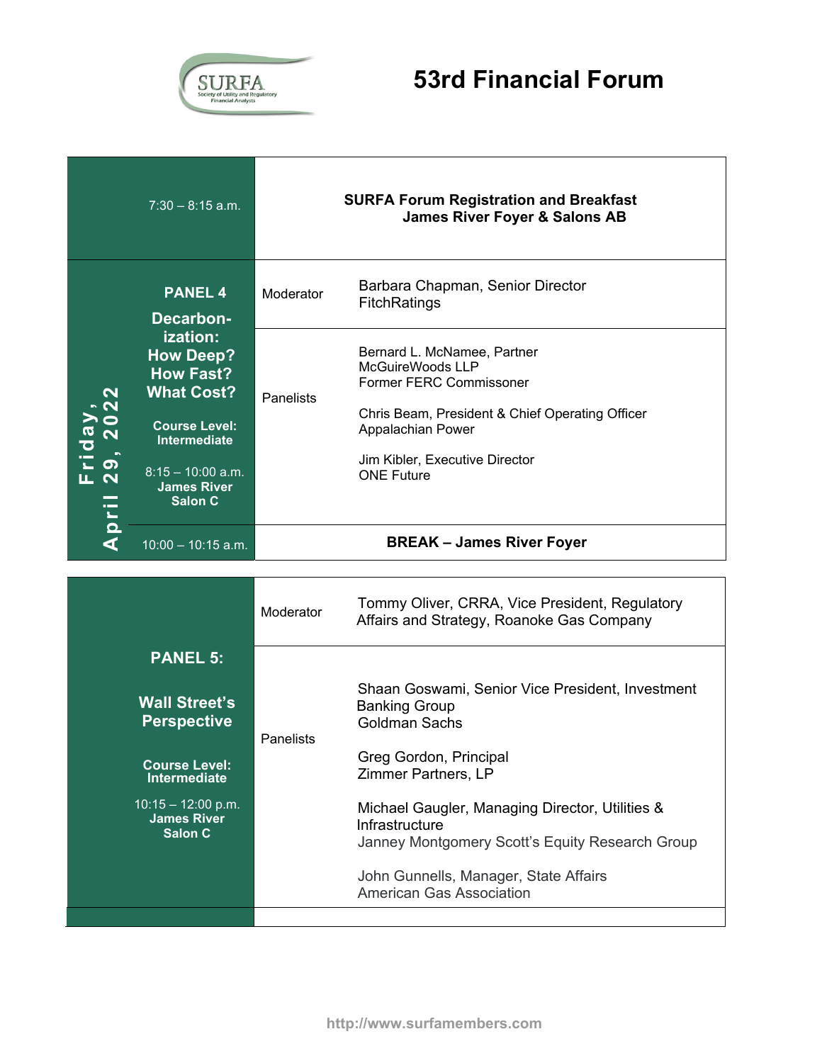SURFA
Society of Utility and Regulatory Financial Analysts

# 53rd Financial Forum

| | | | |
|---|---|---|---|
| Friday, April 29, 2022 | 7:30 – 8:15 a.m. | **SURFA Forum Registration and Breakfast James River Foyer & Salons AB** | |
| | **PANEL 4** **Decarbonization: How Deep? How Fast? What Cost?** **Course Level: Intermediate** 8:15 – 10:00 a.m. **James River Salon C** | Moderator | Barbara Chapman, Senior Director FitchRatings |
| | | Panelists | Bernard L. McNamee, Partner McGuireWoods LLP Former FERC Commissioner<br><br>Chris Beam, President & Chief Operating Officer Appalachian Power<br><br>Jim Kibler, Executive Director ONE Future |
| | 10:00 – 10:15 a.m. | **BREAK – James River Foyer** | |

| | | |
|---|---|---|
| **PANEL 5:** **Wall Street's Perspective** **Course Level: Intermediate** 10:15 – 12:00 p.m. **James River Salon C** | Moderator | Tommy Oliver, CRRA, Vice President, Regulatory Affairs and Strategy, Roanoke Gas Company |
| | Panelists | Shaan Goswami, Senior Vice President, Investment Banking Group Goldman Sachs<br><br>Greg Gordon, Principal Zimmer Partners, LP<br><br>Michael Gaugler, Managing Director, Utilities & Infrastructure Janney Montgomery Scott's Equity Research Group<br><br>John Gunnells, Manager, State Affairs American Gas Association |

http://www.surfamembers.com